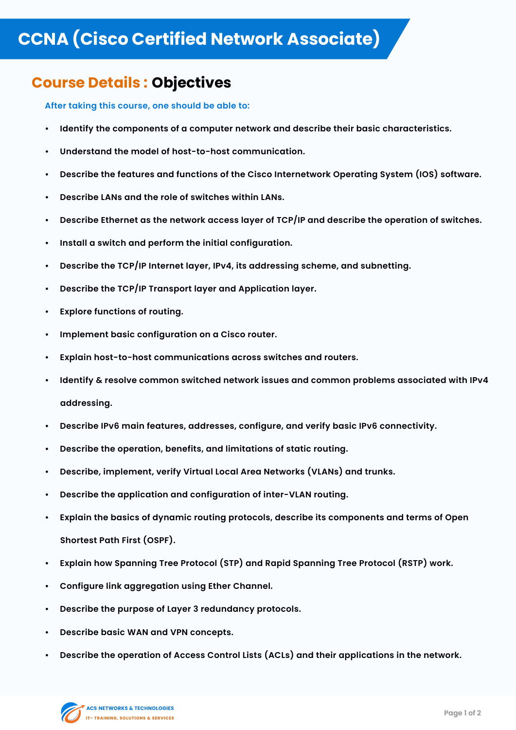# CCNA (Cisco Certified Network Associate)

## Course Details : Objectives

**After taking this course, one should be able to:**

- **Identify the components of a computer network and describe their basic characteristics.**
- **Understand the model of host-to-host communication.**
- **Describe the features and functions of the Cisco Internetwork Operating System (IOS) software.**
- **Describe LANs and the role of switches within LANs.**
- **Describe Ethernet as the network access layer of TCP/IP and describe the operation of switches.**
- **Install a switch and perform the initial configuration.**
- **Describe the TCP/IP Internet layer, IPv4, its addressing scheme, and subnetting.**
- **Describe the TCP/IP Transport layer and Application layer.**
- **Explore functions of routing.**
- **Implement basic configuration on a Cisco router.**
- **Explain host-to-host communications across switches and routers.**
- **Identify & resolve common switched network issues and common problems associated with IPv4 addressing.**
- **Describe IPv6 main features, addresses, configure, and verify basic IPv6 connectivity.**
- **Describe the operation, benefits, and limitations of static routing.**
- **Describe, implement, verify Virtual Local Area Networks (VLANs) and trunks.**
- **Describe the application and configuration of inter-VLAN routing.**
- **Explain the basics of dynamic routing protocols, describe its components and terms of Open Shortest Path First (OSPF).**
- **Explain how Spanning Tree Protocol (STP) and Rapid Spanning Tree Protocol (RSTP) work.**
- **Configure link aggregation using Ether Channel.**
- **Describe the purpose of Layer 3 redundancy protocols.**
- **Describe basic WAN and VPN concepts.**
- **Describe the operation of Access Control Lists (ACLs) and their applications in the network.**

ACS NETWORKS & TECHNOLOGIES
IT- TRAINING, SOLUTIONS & SERVICES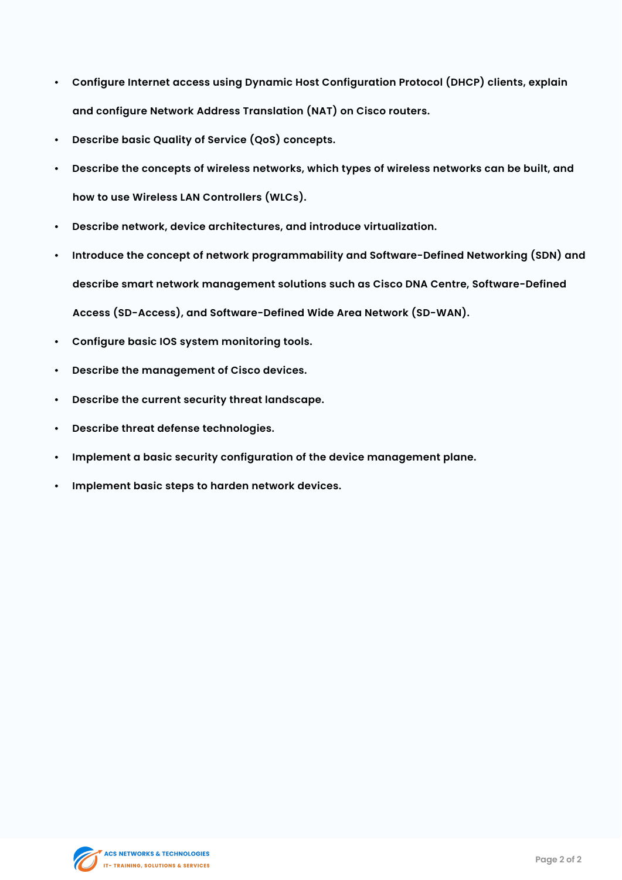- **Configure Internet access using Dynamic Host Configuration Protocol (DHCP) clients, explain and configure Network Address Translation (NAT) on Cisco routers.**
- **Describe basic Quality of Service (QoS) concepts.**
- **Describe the concepts of wireless networks, which types of wireless networks can be built, and how to use Wireless LAN Controllers (WLCs).**
- **Describe network, device architectures, and introduce virtualization.**
- **Introduce the concept of network programmability and Software-Defined Networking (SDN) and describe smart network management solutions such as Cisco DNA Centre, Software-Defined Access (SD-Access), and Software-Defined Wide Area Network (SD-WAN).**
- **Configure basic IOS system monitoring tools.**
- **Describe the management of Cisco devices.**
- **Describe the current security threat landscape.**
- **Describe threat defense technologies.**
- **Implement a basic security configuration of the device management plane.**
- **Implement basic steps to harden network devices.**